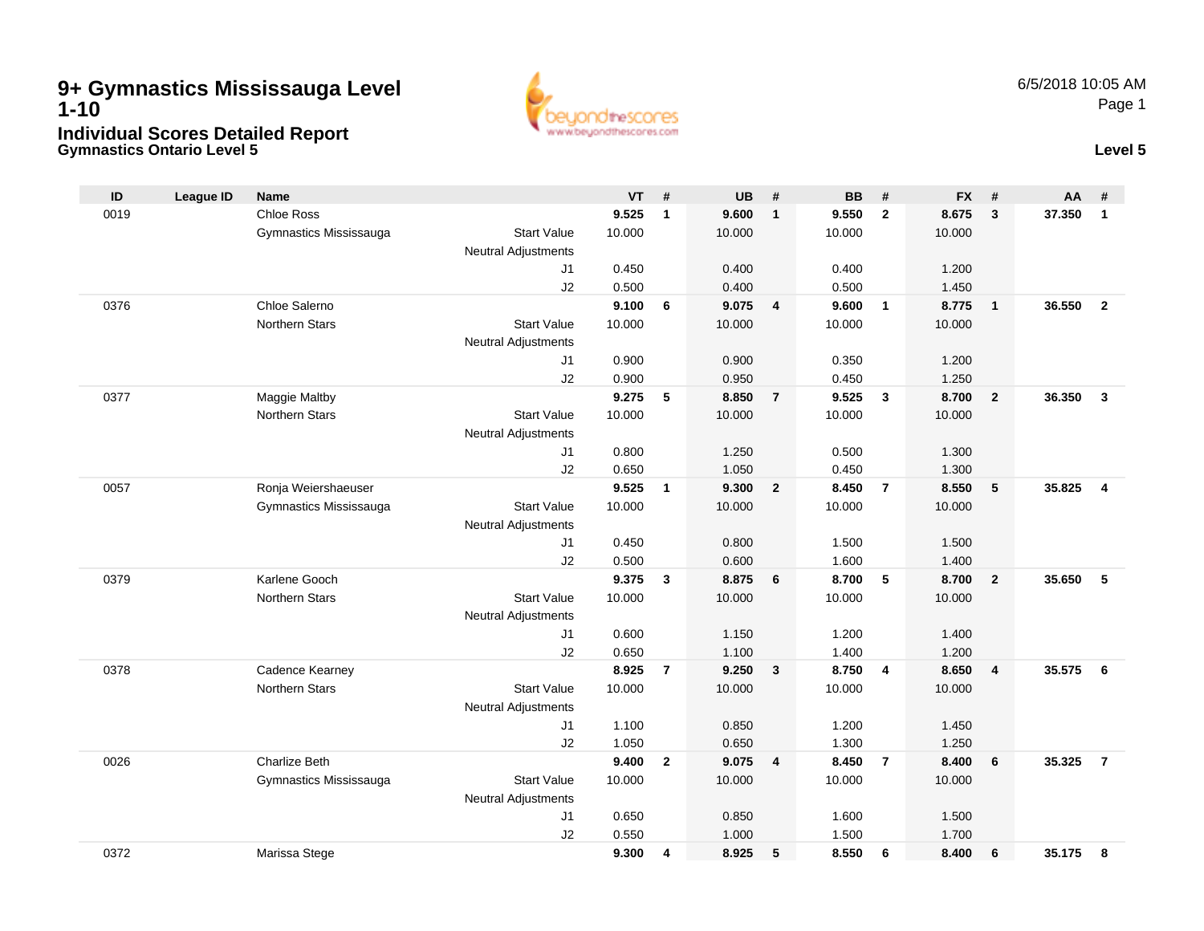# 9+ Gymnastics Mississauga Level 1-10

## Individual Scores Detailed Report

### Gymnastics Ontario Level 5

6/5/2018 10:05 AM

**Level 5**

| ID | League ID | Name | | VT | # | UB | # | BB | # | FX | # | AA | # |
|---|---|---|---|---|---|---|---|---|---|---|---|---|---|
| 0019 | | Chloe Ross | | **9.525** | **1** | **9.600** | **1** | **9.550** | **2** | **8.675** | **3** | **37.350** | **1** |
| | | Gymnastics Mississauga | Start Value | 10.000 | | 10.000 | | 10.000 | | 10.000 | | | |
| | | | Neutral Adjustments | | | | | | | | | | |
| | | | J1 | 0.450 | | 0.400 | | 0.400 | | 1.200 | | | |
| | | | J2 | 0.500 | | 0.400 | | 0.500 | | 1.450 | | | |
| 0376 | | Chloe Salerno | | **9.100** | **6** | **9.075** | **4** | **9.600** | **1** | **8.775** | **1** | **36.550** | **2** |
| | | Northern Stars | Start Value | 10.000 | | 10.000 | | 10.000 | | 10.000 | | | |
| | | | Neutral Adjustments | | | | | | | | | | |
| | | | J1 | 0.900 | | 0.900 | | 0.350 | | 1.200 | | | |
| | | | J2 | 0.900 | | 0.950 | | 0.450 | | 1.250 | | | |
| 0377 | | Maggie Maltby | | **9.275** | **5** | **8.850** | **7** | **9.525** | **3** | **8.700** | **2** | **36.350** | **3** |
| | | Northern Stars | Start Value | 10.000 | | 10.000 | | 10.000 | | 10.000 | | | |
| | | | Neutral Adjustments | | | | | | | | | | |
| | | | J1 | 0.800 | | 1.250 | | 0.500 | | 1.300 | | | |
| | | | J2 | 0.650 | | 1.050 | | 0.450 | | 1.300 | | | |
| 0057 | | Ronja Weiershaeuser | | **9.525** | **1** | **9.300** | **2** | **8.450** | **7** | **8.550** | **5** | **35.825** | **4** |
| | | Gymnastics Mississauga | Start Value | 10.000 | | 10.000 | | 10.000 | | 10.000 | | | |
| | | | Neutral Adjustments | | | | | | | | | | |
| | | | J1 | 0.450 | | 0.800 | | 1.500 | | 1.500 | | | |
| | | | J2 | 0.500 | | 0.600 | | 1.600 | | 1.400 | | | |
| 0379 | | Karlene Gooch | | **9.375** | **3** | **8.875** | **6** | **8.700** | **5** | **8.700** | **2** | **35.650** | **5** |
| | | Northern Stars | Start Value | 10.000 | | 10.000 | | 10.000 | | 10.000 | | | |
| | | | Neutral Adjustments | | | | | | | | | | |
| | | | J1 | 0.600 | | 1.150 | | 1.200 | | 1.400 | | | |
| | | | J2 | 0.650 | | 1.100 | | 1.400 | | 1.200 | | | |
| 0378 | | Cadence Kearney | | **8.925** | **7** | **9.250** | **3** | **8.750** | **4** | **8.650** | **4** | **35.575** | **6** |
| | | Northern Stars | Start Value | 10.000 | | 10.000 | | 10.000 | | 10.000 | | | |
| | | | Neutral Adjustments | | | | | | | | | | |
| | | | J1 | 1.100 | | 0.850 | | 1.200 | | 1.450 | | | |
| | | | J2 | 1.050 | | 0.650 | | 1.300 | | 1.250 | | | |
| 0026 | | Charlize Beth | | **9.400** | **2** | **9.075** | **4** | **8.450** | **7** | **8.400** | **6** | **35.325** | **7** |
| | | Gymnastics Mississauga | Start Value | 10.000 | | 10.000 | | 10.000 | | 10.000 | | | |
| | | | Neutral Adjustments | | | | | | | | | | |
| | | | J1 | 0.650 | | 0.850 | | 1.600 | | 1.500 | | | |
| | | | J2 | 0.550 | | 1.000 | | 1.500 | | 1.700 | | | |
| 0372 | | Marissa Stege | | **9.300** | **4** | **8.925** | **5** | **8.550** | **6** | **8.400** | **6** | **35.175** | **8** |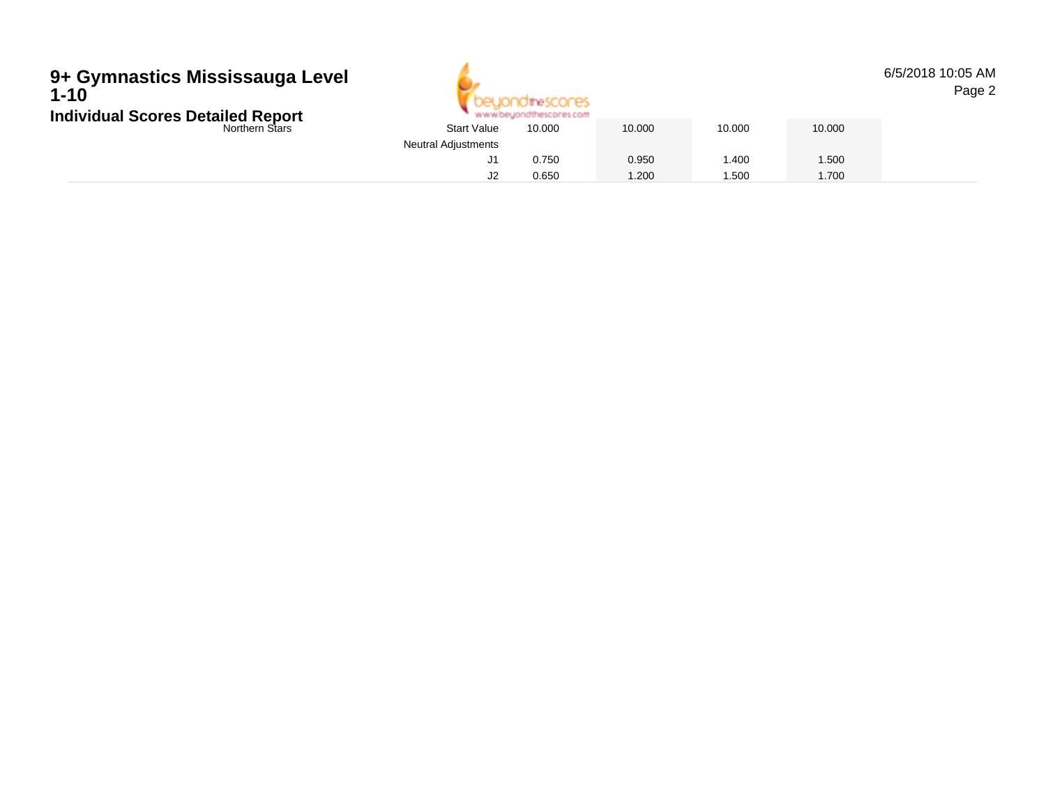| | | | | | |
|---|---|---|---|---|---|
| Northern Stars | Start Value | 10.000 | 10.000 | 10.000 | 10.000 |
| | Neutral Adjustments | | | | |
| | J1 | 0.750 | 0.950 | 1.400 | 1.500 |
| | J2 | 0.650 | 1.200 | 1.500 | 1.700 |